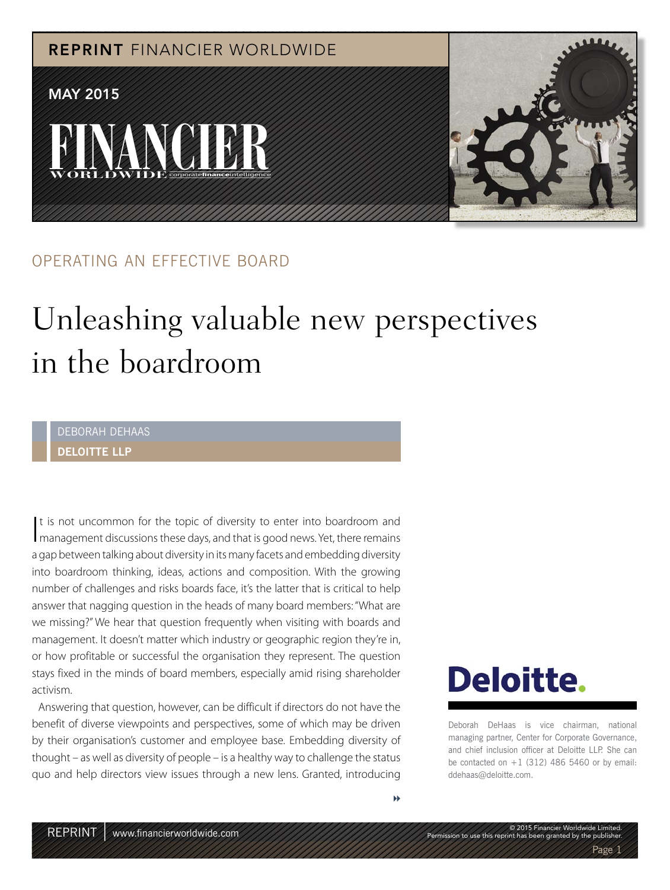REPRINT FINANCIER WORLDWIDE

MAY 2015

OPERATING AN EFFECTIVE BOARD

# Unleashing valuable new perspectives in the boardroom

DEBORAH DEHAAS

**DELOITTE LLP**

It is not uncommon for the topic of diversity to enter into boardroom and management discussions these days, and that is good news. Yet, there remains a gap between talking about diversity in its many facets and embedding diversity into boardroom thinking, ideas, actions and composition. With the growing number of challenges and risks boards face, it's the latter that is critical to help answer that nagging question in the heads of many board members: "What are we missing?" We hear that question frequently when visiting with boards and management. It doesn't matter which industry or geographic region they're in, or how profitable or successful the organisation they represent. The question stays fixed in the minds of board members, especially amid rising shareholder activism.

Answering that question, however, can be difficult if directors do not have the benefit of diverse viewpoints and perspectives, some of which may be driven by their organisation's customer and employee base. Embedding diversity of thought – as well as diversity of people – is a healthy way to challenge the status quo and help directors view issues through a new lens. Granted, introducing

Deloitte.

Deborah DeHaas is vice chairman, national managing partner, Center for Corporate Governance, and chief inclusion officer at Deloitte LLP. She can be contacted on +1 (312) 486 5460 or by email: ddehaas@deloitte.com.

© 2015 Financier Worldwide Limited.
Permission to use this reprint has been granted by the publisher.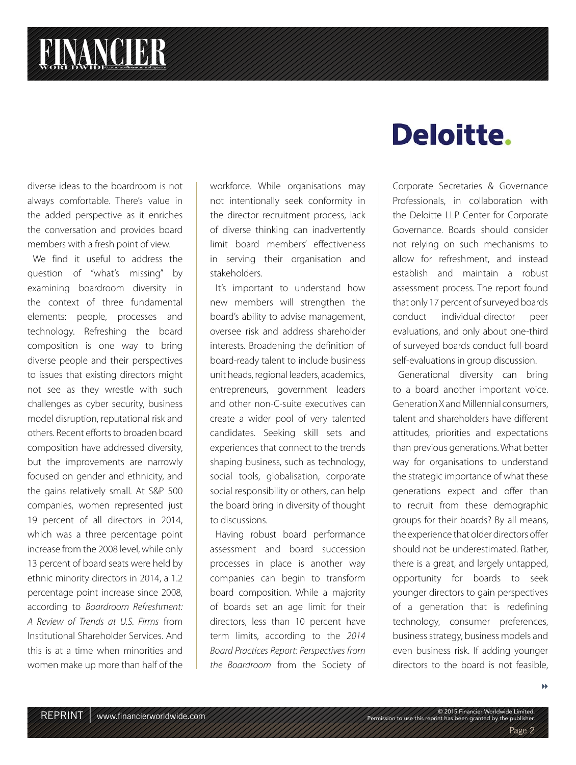diverse ideas to the boardroom is not always comfortable. There's value in the added perspective as it enriches the conversation and provides board members with a fresh point of view.

We find it useful to address the question of "what's missing" by examining boardroom diversity in the context of three fundamental elements: people, processes and technology. Refreshing the board composition is one way to bring diverse people and their perspectives to issues that existing directors might not see as they wrestle with such challenges as cyber security, business model disruption, reputational risk and others. Recent efforts to broaden board composition have addressed diversity, but the improvements are narrowly focused on gender and ethnicity, and the gains relatively small. At S&P 500 companies, women represented just 19 percent of all directors in 2014, which was a three percentage point increase from the 2008 level, while only 13 percent of board seats were held by ethnic minority directors in 2014, a 1.2 percentage point increase since 2008, according to *Boardroom Refreshment: A Review of Trends at U.S. Firms* from Institutional Shareholder Services. And this is at a time when minorities and women make up more than half of the workforce. While organisations may not intentionally seek conformity in the director recruitment process, lack of diverse thinking can inadvertently limit board members' effectiveness in serving their organisation and stakeholders.

It's important to understand how new members will strengthen the board's ability to advise management, oversee risk and address shareholder interests. Broadening the definition of board-ready talent to include business unit heads, regional leaders, academics, entrepreneurs, government leaders and other non-C-suite executives can create a wider pool of very talented candidates. Seeking skill sets and experiences that connect to the trends shaping business, such as technology, social tools, globalisation, corporate social responsibility or others, can help the board bring in diversity of thought to discussions.

Having robust board performance assessment and board succession processes in place is another way companies can begin to transform board composition. While a majority of boards set an age limit for their directors, less than 10 percent have term limits, according to the *2014 Board Practices Report: Perspectives from the Boardroom* from the Society of Corporate Secretaries & Governance Professionals, in collaboration with the Deloitte LLP Center for Corporate Governance. Boards should consider not relying on such mechanisms to allow for refreshment, and instead establish and maintain a robust assessment process. The report found that only 17 percent of surveyed boards conduct individual-director peer evaluations, and only about one-third of surveyed boards conduct full-board self-evaluations in group discussion.

Generational diversity can bring to a board another important voice. Generation X and Millennial consumers, talent and shareholders have different attitudes, priorities and expectations than previous generations. What better way for organisations to understand the strategic importance of what these generations expect and offer than to recruit from these demographic groups for their boards? By all means, the experience that older directors offer should not be underestimated. Rather, there is a great, and largely untapped, opportunity for boards to seek younger directors to gain perspectives of a generation that is redefining technology, consumer preferences, business strategy, business models and even business risk. If adding younger directors to the board is not feasible,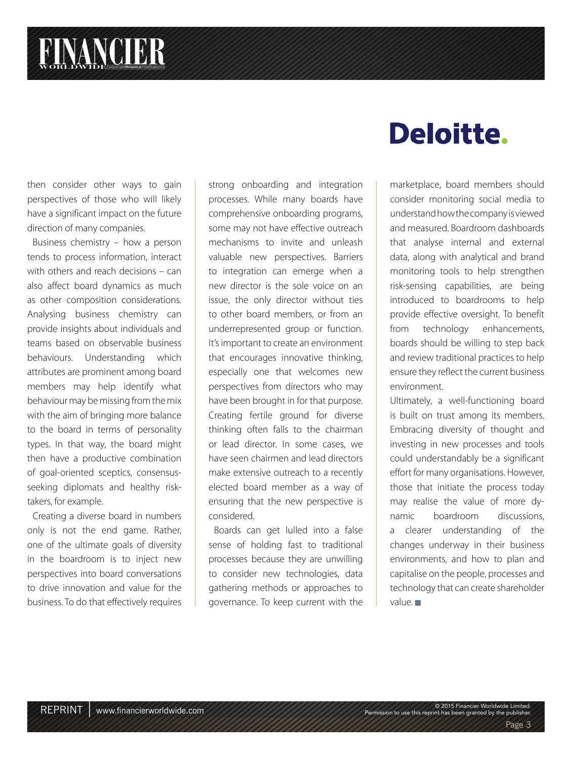then consider other ways to gain perspectives of those who will likely have a significant impact on the future direction of many companies.

Business chemistry – how a person tends to process information, interact with others and reach decisions – can also affect board dynamics as much as other composition considerations. Analysing business chemistry can provide insights about individuals and teams based on observable business behaviours. Understanding which attributes are prominent among board members may help identify what behaviour may be missing from the mix with the aim of bringing more balance to the board in terms of personality types. In that way, the board might then have a productive combination of goal-oriented sceptics, consensus-seeking diplomats and healthy risk-takers, for example.

Creating a diverse board in numbers only is not the end game. Rather, one of the ultimate goals of diversity in the boardroom is to inject new perspectives into board conversations to drive innovation and value for the business. To do that effectively requires strong onboarding and integration processes. While many boards have comprehensive onboarding programs, some may not have effective outreach mechanisms to invite and unleash valuable new perspectives. Barriers to integration can emerge when a new director is the sole voice on an issue, the only director without ties to other board members, or from an underrepresented group or function. It's important to create an environment that encourages innovative thinking, especially one that welcomes new perspectives from directors who may have been brought in for that purpose. Creating fertile ground for diverse thinking often falls to the chairman or lead director. In some cases, we have seen chairmen and lead directors make extensive outreach to a recently elected board member as a way of ensuring that the new perspective is considered.

Boards can get lulled into a false sense of holding fast to traditional processes because they are unwilling to consider new technologies, data gathering methods or approaches to governance. To keep current with the marketplace, board members should consider monitoring social media to understand how the company is viewed and measured. Boardroom dashboards that analyse internal and external data, along with analytical and brand monitoring tools to help strengthen risk-sensing capabilities, are being introduced to boardrooms to help provide effective oversight. To benefit from technology enhancements, boards should be willing to step back and review traditional practices to help ensure they reflect the current business environment.

Ultimately, a well-functioning board is built on trust among its members. Embracing diversity of thought and investing in new processes and tools could understandably be a significant effort for many organisations. However, those that initiate the process today may realise the value of more dynamic boardroom discussions, a clearer understanding of the changes underway in their business environments, and how to plan and capitalise on the people, processes and technology that can create shareholder value. ■

© 2015 Financier Worldwide Limited.
Permission to use this reprint has been granted by the publisher.